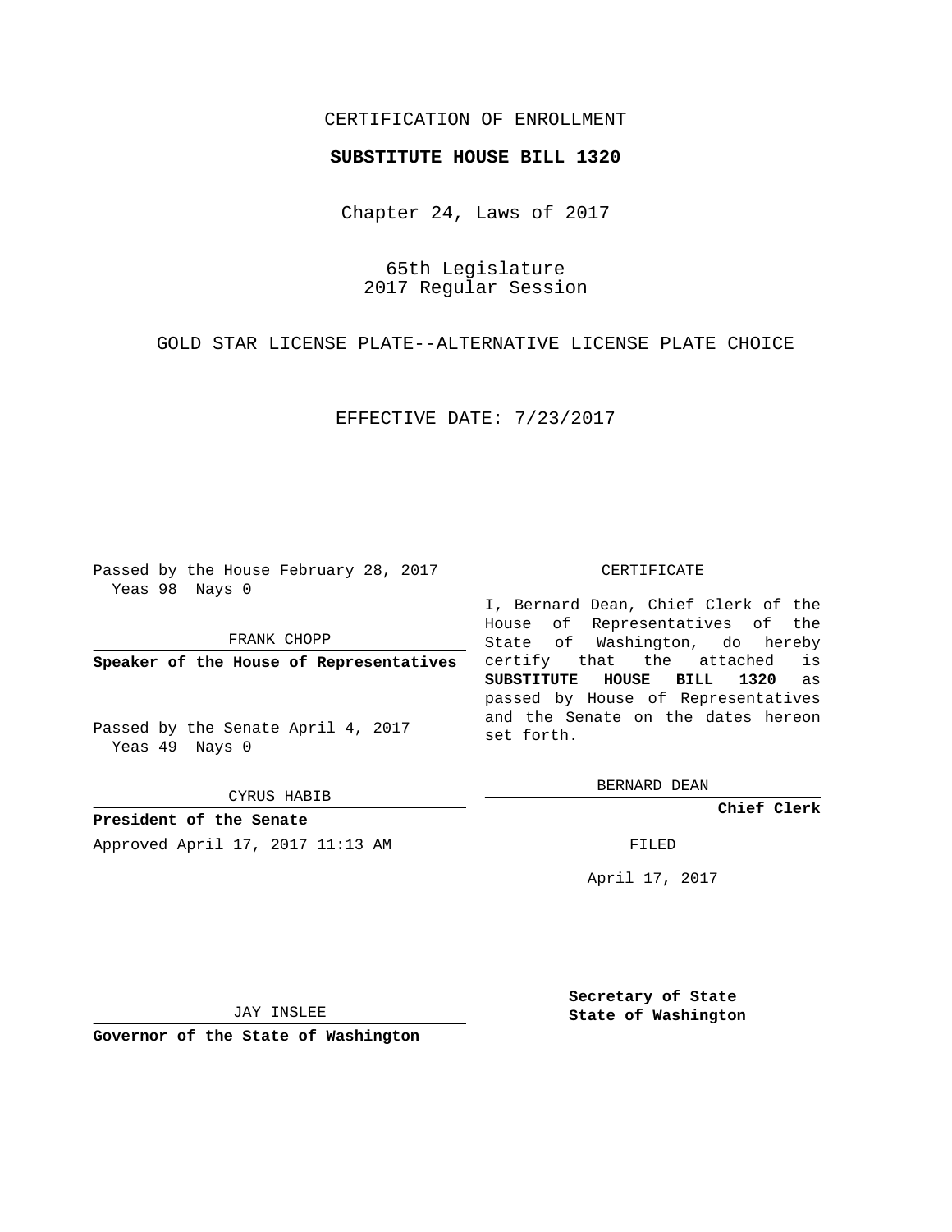CERTIFICATION OF ENROLLMENT

**SUBSTITUTE HOUSE BILL 1320**

Chapter 24, Laws of 2017

65th Legislature
2017 Regular Session

GOLD STAR LICENSE PLATE--ALTERNATIVE LICENSE PLATE CHOICE

EFFECTIVE DATE: 7/23/2017

Passed by the House February 28, 2017
Yeas 98 Nays 0

FRANK CHOPP

**Speaker of the House of Representatives**

Passed by the Senate April 4, 2017
Yeas 49 Nays 0

CYRUS HABIB

**President of the Senate**

Approved April 17, 2017 11:13 AM

JAY INSLEE

**Governor of the State of Washington**

CERTIFICATE

I, Bernard Dean, Chief Clerk of the House of Representatives of the State of Washington, do hereby certify that the attached is **SUBSTITUTE HOUSE BILL 1320** as passed by House of Representatives and the Senate on the dates hereon set forth.

BERNARD DEAN

**Chief Clerk**

FILED

April 17, 2017

**Secretary of State**
**State of Washington**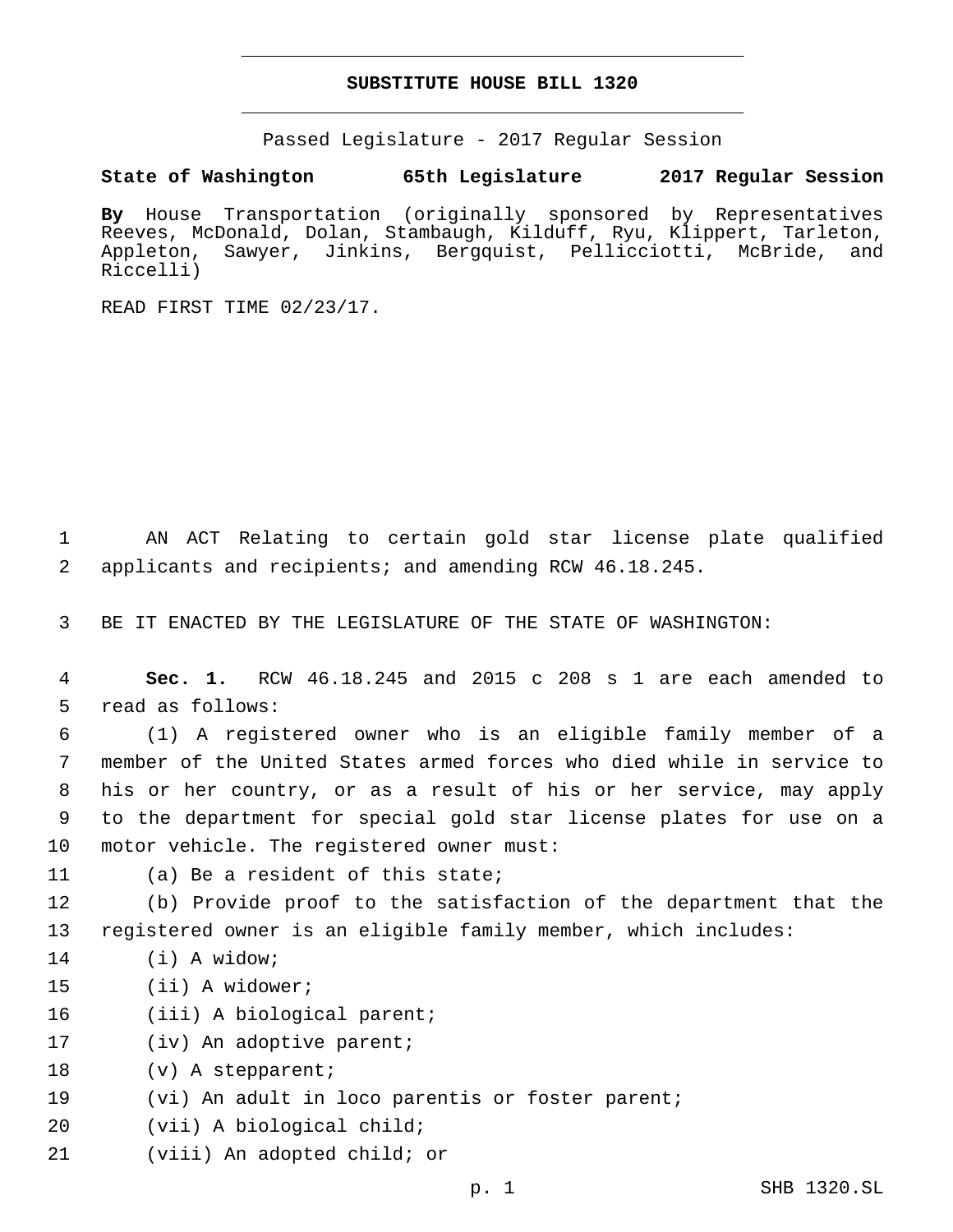# SUBSTITUTE HOUSE BILL 1320

Passed Legislature - 2017 Regular Session

**State of Washington 65th Legislature 2017 Regular Session**

**By** House Transportation (originally sponsored by Representatives Reeves, McDonald, Dolan, Stambaugh, Kilduff, Ryu, Klippert, Tarleton, Appleton, Sawyer, Jinkins, Bergquist, Pellicciotti, McBride, and Riccelli)

READ FIRST TIME 02/23/17.

1 AN ACT Relating to certain gold star license plate qualified
2 applicants and recipients; and amending RCW 46.18.245.

3 BE IT ENACTED BY THE LEGISLATURE OF THE STATE OF WASHINGTON:

4 **Sec. 1.** RCW 46.18.245 and 2015 c 208 s 1 are each amended to
5 read as follows:

6 (1) A registered owner who is an eligible family member of a
7 member of the United States armed forces who died while in service to
8 his or her country, or as a result of his or her service, may apply
9 to the department for special gold star license plates for use on a
10 motor vehicle. The registered owner must:

11 (a) Be a resident of this state;

12 (b) Provide proof to the satisfaction of the department that the
13 registered owner is an eligible family member, which includes:

14 (i) A widow;

15 (ii) A widower;

16 (iii) A biological parent;

17 (iv) An adoptive parent;

18 (v) A stepparent;

19 (vi) An adult in loco parentis or foster parent;

20 (vii) A biological child;

21 (viii) An adopted child; or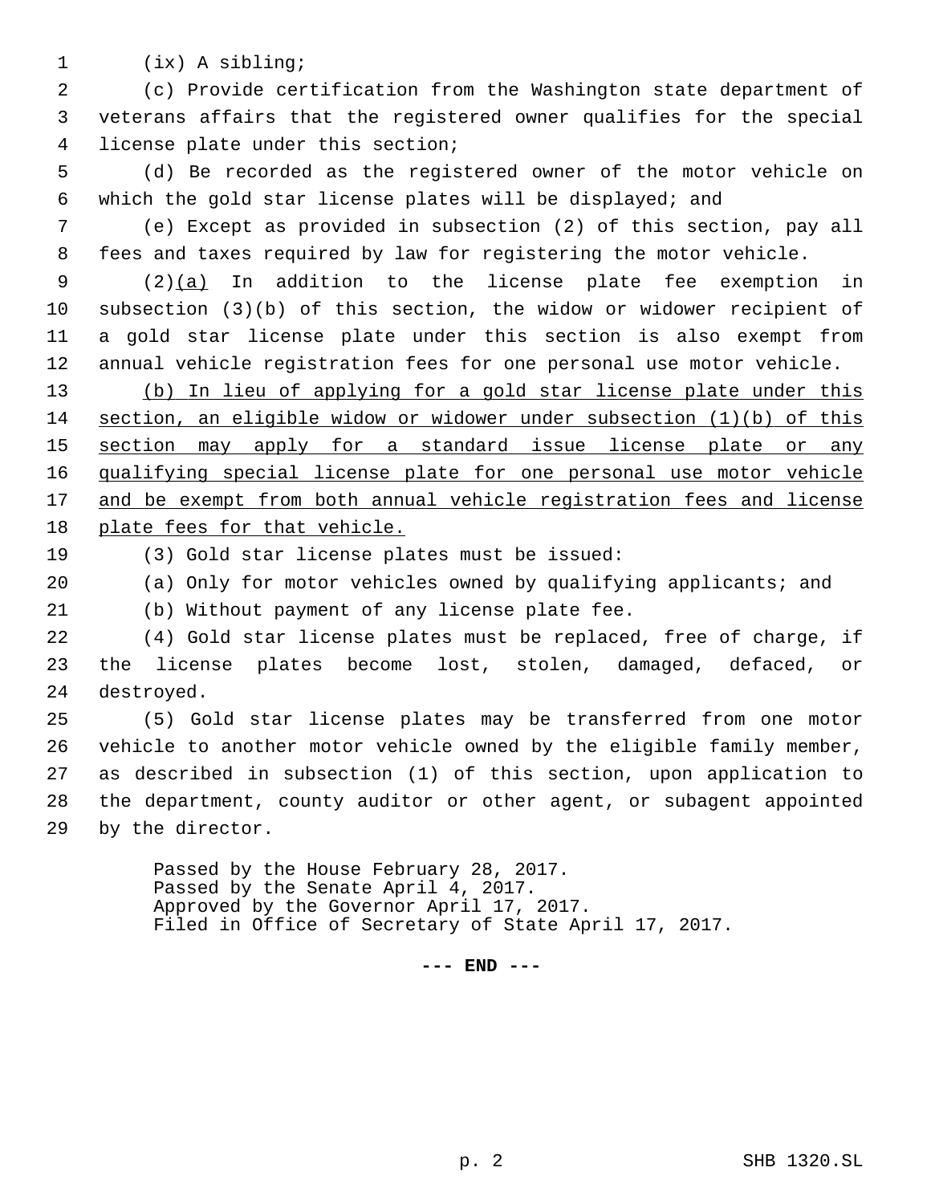(ix) A sibling;

(c) Provide certification from the Washington state department of veterans affairs that the registered owner qualifies for the special license plate under this section;

(d) Be recorded as the registered owner of the motor vehicle on which the gold star license plates will be displayed; and

(e) Except as provided in subsection (2) of this section, pay all fees and taxes required by law for registering the motor vehicle.

(2)(a) In addition to the license plate fee exemption in subsection (3)(b) of this section, the widow or widower recipient of a gold star license plate under this section is also exempt from annual vehicle registration fees for one personal use motor vehicle.

(b) In lieu of applying for a gold star license plate under this section, an eligible widow or widower under subsection (1)(b) of this section may apply for a standard issue license plate or any qualifying special license plate for one personal use motor vehicle and be exempt from both annual vehicle registration fees and license plate fees for that vehicle.

(3) Gold star license plates must be issued:

(a) Only for motor vehicles owned by qualifying applicants; and

(b) Without payment of any license plate fee.

(4) Gold star license plates must be replaced, free of charge, if the license plates become lost, stolen, damaged, defaced, or destroyed.

(5) Gold star license plates may be transferred from one motor vehicle to another motor vehicle owned by the eligible family member, as described in subsection (1) of this section, upon application to the department, county auditor or other agent, or subagent appointed by the director.

Passed by the House February 28, 2017.
Passed by the Senate April 4, 2017.
Approved by the Governor April 17, 2017.
Filed in Office of Secretary of State April 17, 2017.

**--- END ---**